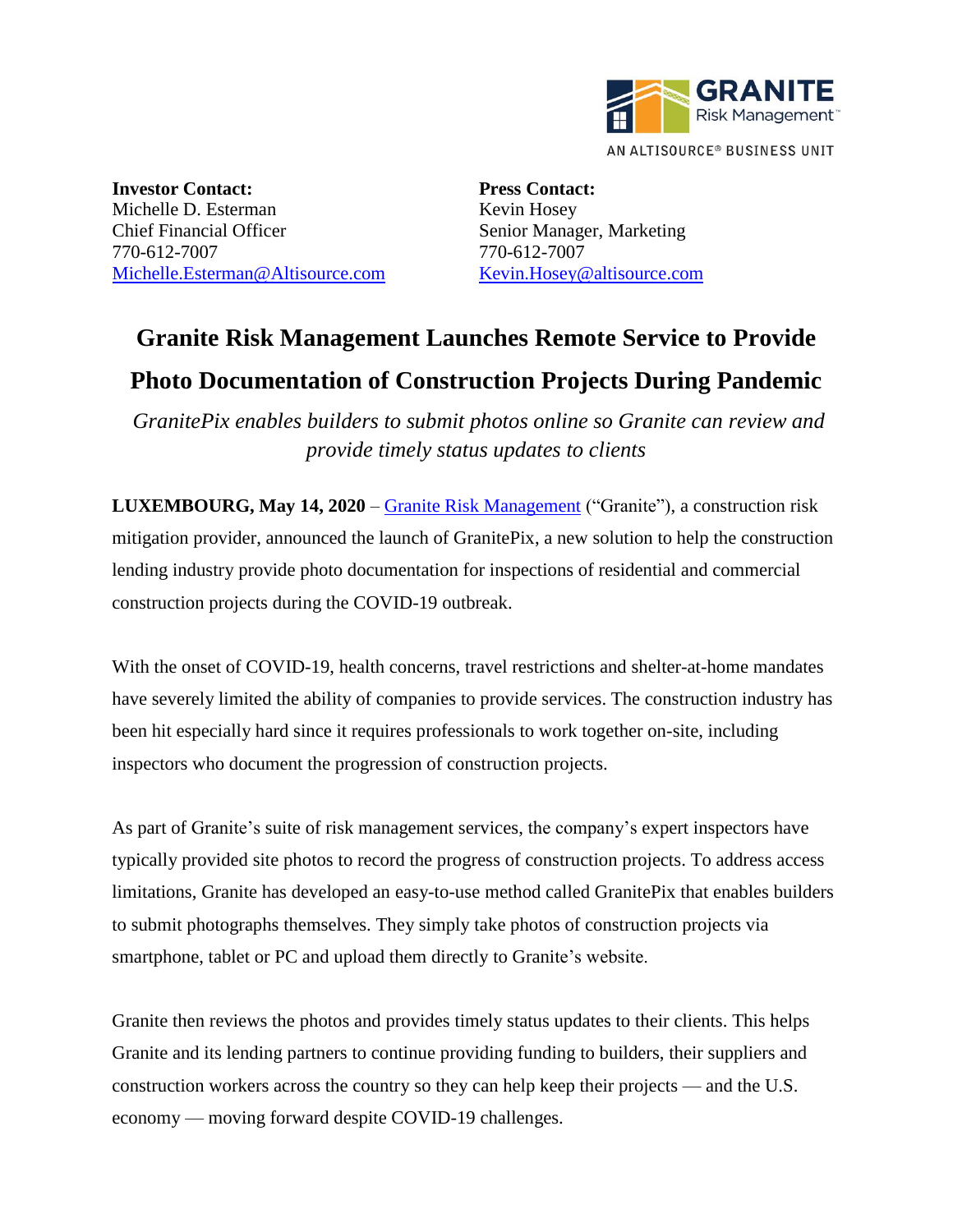GRANITE Risk Management™

AN ALTISOURCE® BUSINESS UNIT

**Investor Contact:**
Michelle D. Esterman
Chief Financial Officer
770-612-7007
Michelle.Esterman@Altisource.com

**Press Contact:**
Kevin Hosey
Senior Manager, Marketing
770-612-7007
Kevin.Hosey@altisource.com

# Granite Risk Management Launches Remote Service to Provide Photo Documentation of Construction Projects During Pandemic

*GranitePix enables builders to submit photos online so Granite can review and provide timely status updates to clients*

**LUXEMBOURG, May 14, 2020** – Granite Risk Management ("Granite"), a construction risk mitigation provider, announced the launch of GranitePix, a new solution to help the construction lending industry provide photo documentation for inspections of residential and commercial construction projects during the COVID-19 outbreak.

With the onset of COVID-19, health concerns, travel restrictions and shelter-at-home mandates have severely limited the ability of companies to provide services. The construction industry has been hit especially hard since it requires professionals to work together on-site, including inspectors who document the progression of construction projects.

As part of Granite's suite of risk management services, the company's expert inspectors have typically provided site photos to record the progress of construction projects. To address access limitations, Granite has developed an easy-to-use method called GranitePix that enables builders to submit photographs themselves. They simply take photos of construction projects via smartphone, tablet or PC and upload them directly to Granite's website.

Granite then reviews the photos and provides timely status updates to their clients. This helps Granite and its lending partners to continue providing funding to builders, their suppliers and construction workers across the country so they can help keep their projects — and the U.S. economy — moving forward despite COVID-19 challenges.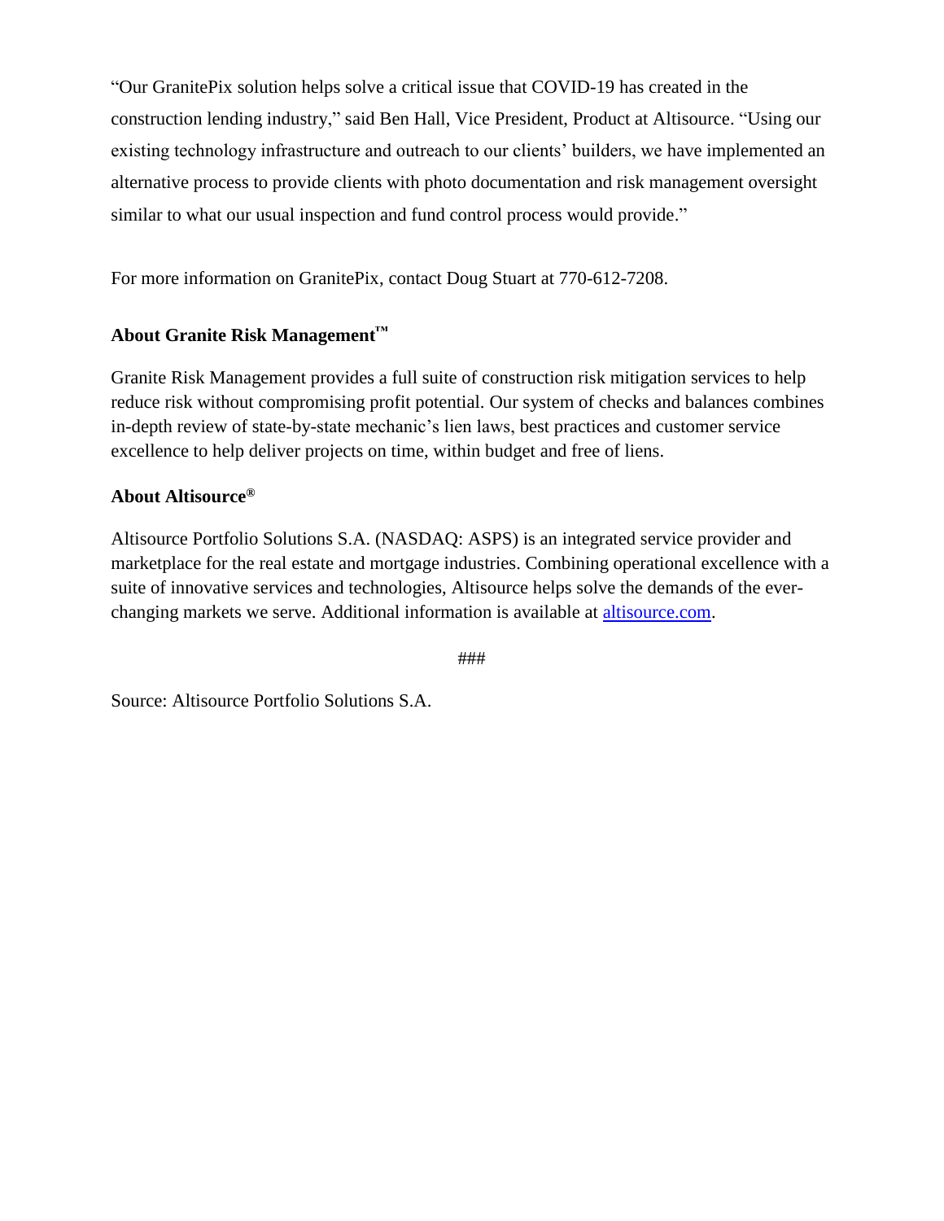"Our GranitePix solution helps solve a critical issue that COVID-19 has created in the construction lending industry," said Ben Hall, Vice President, Product at Altisource. "Using our existing technology infrastructure and outreach to our clients' builders, we have implemented an alternative process to provide clients with photo documentation and risk management oversight similar to what our usual inspection and fund control process would provide."

For more information on GranitePix, contact Doug Stuart at 770-612-7208.

**About Granite Risk Management™**

Granite Risk Management provides a full suite of construction risk mitigation services to help reduce risk without compromising profit potential. Our system of checks and balances combines in-depth review of state-by-state mechanic's lien laws, best practices and customer service excellence to help deliver projects on time, within budget and free of liens.

**About Altisource®**

Altisource Portfolio Solutions S.A. (NASDAQ: ASPS) is an integrated service provider and marketplace for the real estate and mortgage industries. Combining operational excellence with a suite of innovative services and technologies, Altisource helps solve the demands of the ever-changing markets we serve. Additional information is available at [altisource.com](altisource.com).

###

Source: Altisource Portfolio Solutions S.A.